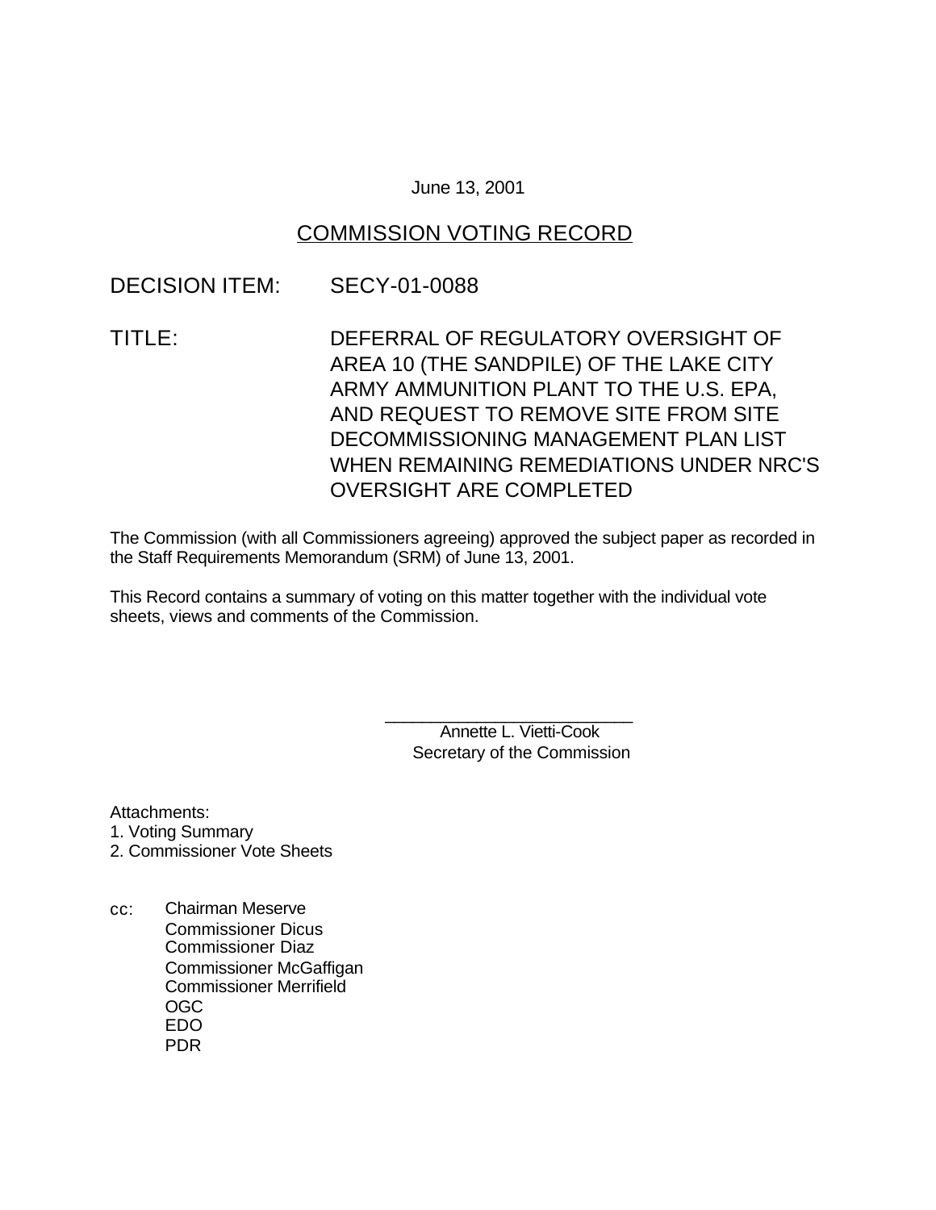June 13, 2001

## COMMISSION VOTING RECORD

DECISION ITEM: SECY-01-0088

TITLE: DEFERRAL OF REGULATORY OVERSIGHT OF AREA 10 (THE SANDPILE) OF THE LAKE CITY ARMY AMMUNITION PLANT TO THE U.S. EPA, AND REQUEST TO REMOVE SITE FROM SITE DECOMMISSIONING MANAGEMENT PLAN LIST WHEN REMAINING REMEDIATIONS UNDER NRC'S OVERSIGHT ARE COMPLETED

The Commission (with all Commissioners agreeing) approved the subject paper as recorded in the Staff Requirements Memorandum (SRM) of June 13, 2001.

This Record contains a summary of voting on this matter together with the individual vote sheets, views and comments of the Commission.

\_\_\_\_\_\_\_\_\_\_\_\_\_\_\_\_\_\_\_\_\_\_\_\_\_\_\_
Annette L. Vietti-Cook
Secretary of the Commission

Attachments:
1. Voting Summary
2. Commissioner Vote Sheets

cc: Chairman Meserve
Commissioner Dicus
Commissioner Diaz
Commissioner McGaffigan
Commissioner Merrifield
OGC
EDO
PDR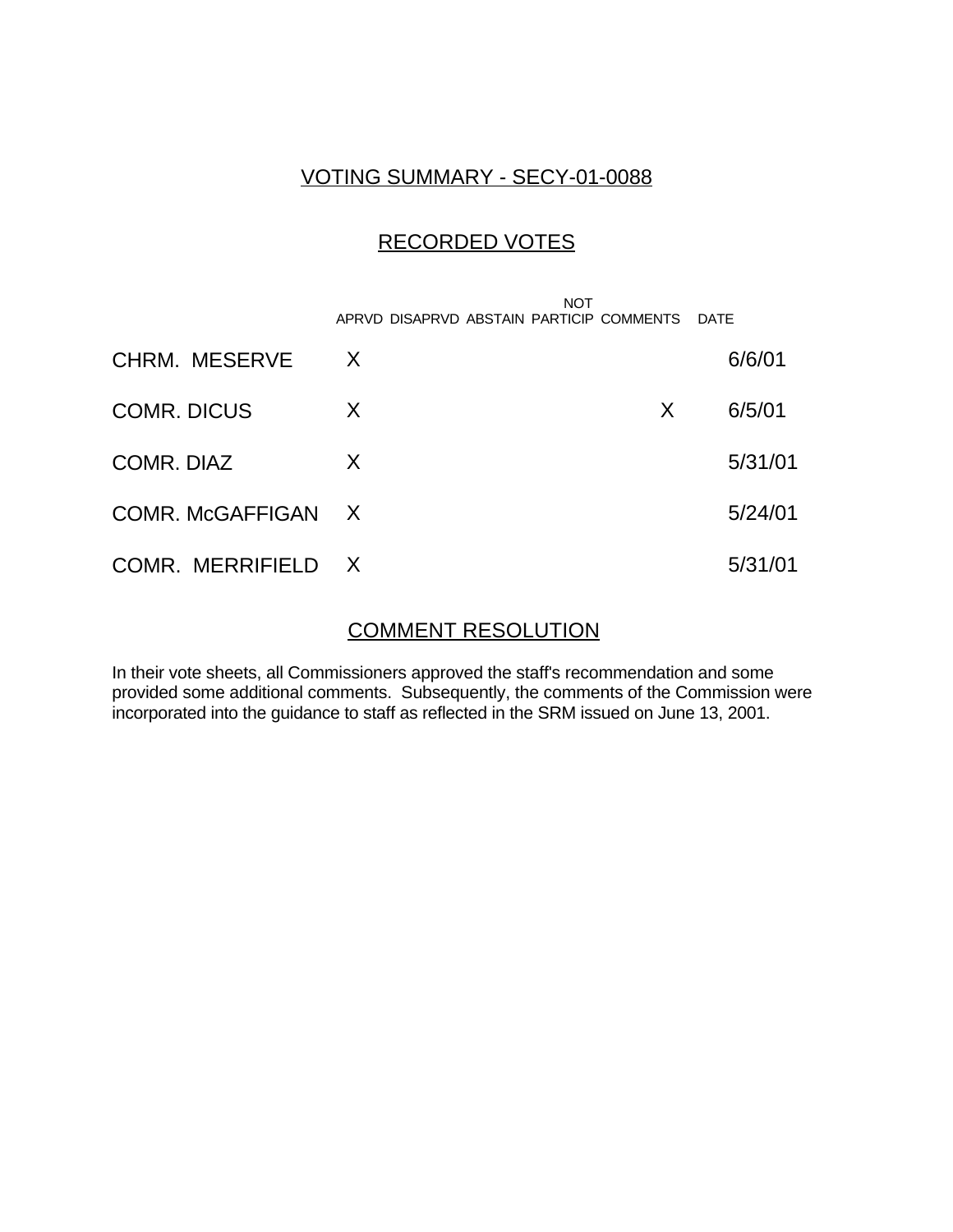# VOTING SUMMARY - SECY-01-0088

## RECORDED VOTES

| | APRVD | DISAPRVD | ABSTAIN | NOT PARTICIP | COMMENTS | DATE |
|---|---|---|---|---|---|---|
| CHRM. MESERVE | X | | | | | 6/6/01 |
| COMR. DICUS | X | | | | X | 6/5/01 |
| COMR. DIAZ | X | | | | | 5/31/01 |
| COMR. McGAFFIGAN | X | | | | | 5/24/01 |
| COMR. MERRIFIELD | X | | | | | 5/31/01 |

## COMMENT RESOLUTION

In their vote sheets, all Commissioners approved the staff's recommendation and some provided some additional comments. Subsequently, the comments of the Commission were incorporated into the guidance to staff as reflected in the SRM issued on June 13, 2001.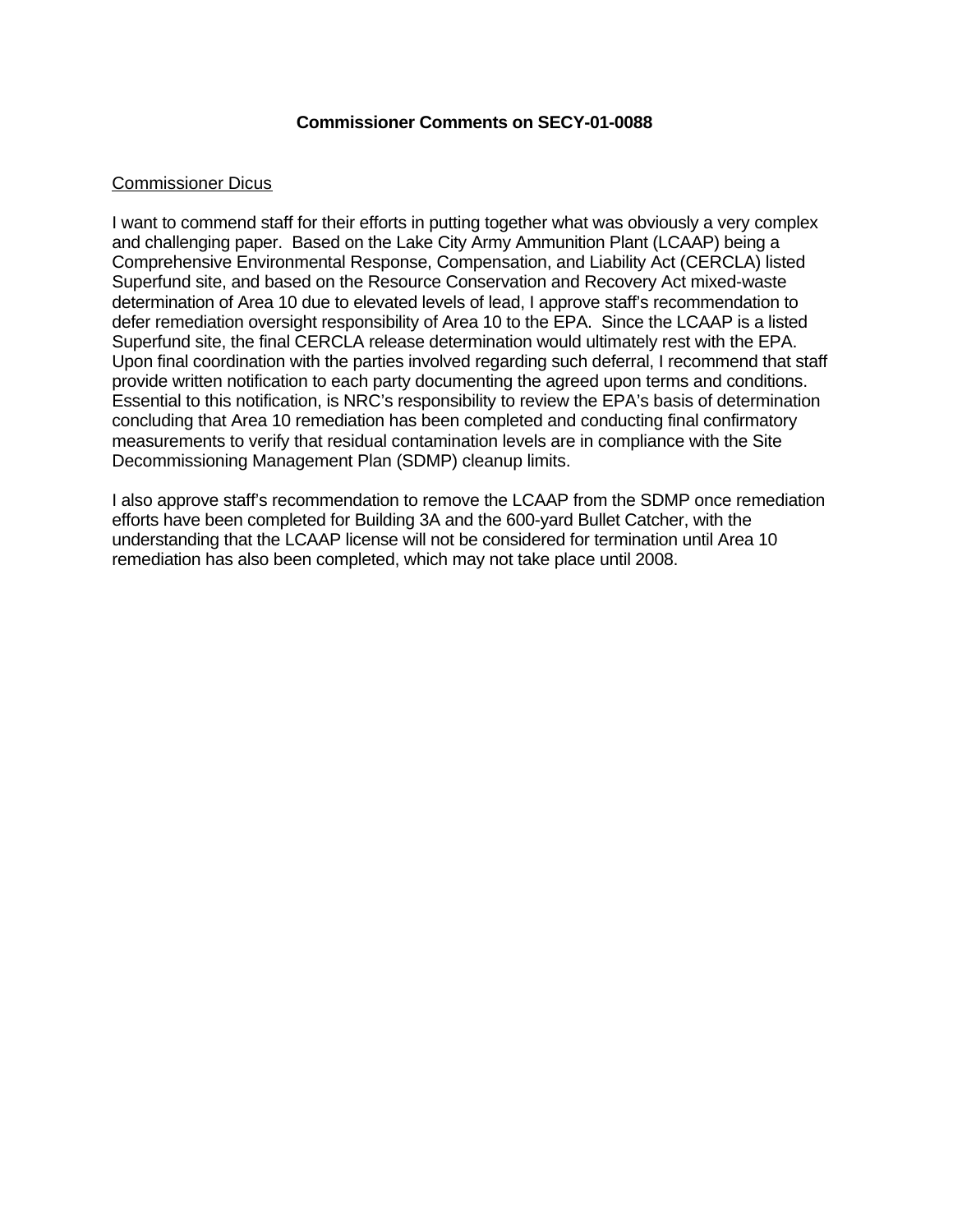**Commissioner Comments on SECY-01-0088**

Commissioner Dicus

I want to commend staff for their efforts in putting together what was obviously a very complex and challenging paper. Based on the Lake City Army Ammunition Plant (LCAAP) being a Comprehensive Environmental Response, Compensation, and Liability Act (CERCLA) listed Superfund site, and based on the Resource Conservation and Recovery Act mixed-waste determination of Area 10 due to elevated levels of lead, I approve staff's recommendation to defer remediation oversight responsibility of Area 10 to the EPA. Since the LCAAP is a listed Superfund site, the final CERCLA release determination would ultimately rest with the EPA. Upon final coordination with the parties involved regarding such deferral, I recommend that staff provide written notification to each party documenting the agreed upon terms and conditions. Essential to this notification, is NRC's responsibility to review the EPA's basis of determination concluding that Area 10 remediation has been completed and conducting final confirmatory measurements to verify that residual contamination levels are in compliance with the Site Decommissioning Management Plan (SDMP) cleanup limits.

I also approve staff's recommendation to remove the LCAAP from the SDMP once remediation efforts have been completed for Building 3A and the 600-yard Bullet Catcher, with the understanding that the LCAAP license will not be considered for termination until Area 10 remediation has also been completed, which may not take place until 2008.